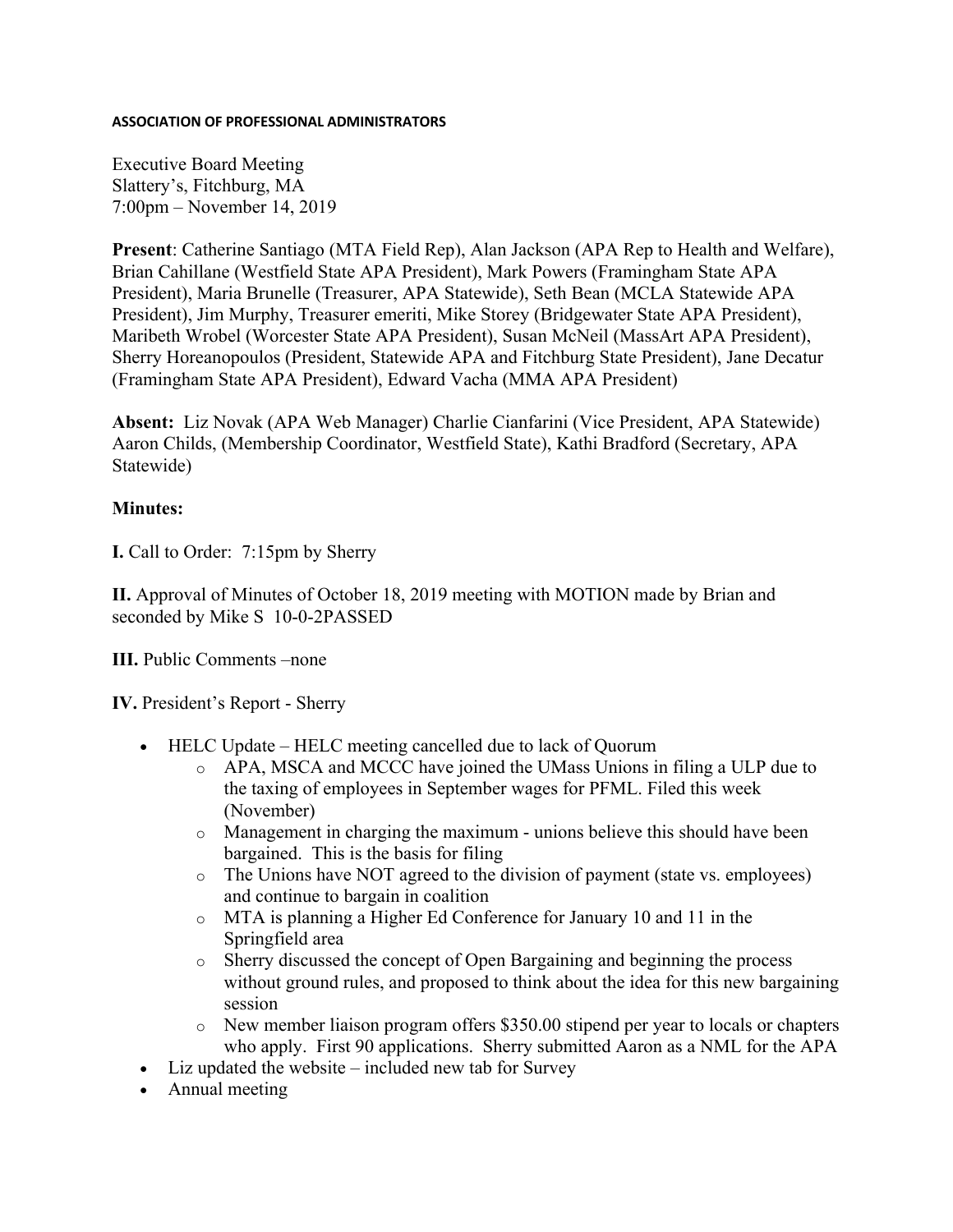**ASSOCIATION OF PROFESSIONAL ADMINISTRATORS**

Executive Board Meeting
Slattery's, Fitchburg, MA
7:00pm – November 14, 2019

**Present**: Catherine Santiago (MTA Field Rep), Alan Jackson (APA Rep to Health and Welfare), Brian Cahillane (Westfield State APA President), Mark Powers (Framingham State APA President), Maria Brunelle (Treasurer, APA Statewide), Seth Bean (MCLA Statewide APA President), Jim Murphy, Treasurer emeriti, Mike Storey (Bridgewater State APA President), Maribeth Wrobel (Worcester State APA President), Susan McNeil (MassArt APA President), Sherry Horeanopoulos (President, Statewide APA and Fitchburg State President), Jane Decatur (Framingham State APA President), Edward Vacha (MMA APA President)

**Absent:** Liz Novak (APA Web Manager) Charlie Cianfarini (Vice President, APA Statewide) Aaron Childs, (Membership Coordinator, Westfield State), Kathi Bradford (Secretary, APA Statewide)

**Minutes:**

**I.** Call to Order: 7:15pm by Sherry

**II.** Approval of Minutes of October 18, 2019 meeting with MOTION made by Brian and seconded by Mike S 10-0-2PASSED

**III.** Public Comments –none

**IV.** President's Report - Sherry

- HELC Update – HELC meeting cancelled due to lack of Quorum
  - APA, MSCA and MCCC have joined the UMass Unions in filing a ULP due to the taxing of employees in September wages for PFML. Filed this week (November)
  - Management in charging the maximum - unions believe this should have been bargained. This is the basis for filing
  - The Unions have NOT agreed to the division of payment (state vs. employees) and continue to bargain in coalition
  - MTA is planning a Higher Ed Conference for January 10 and 11 in the Springfield area
  - Sherry discussed the concept of Open Bargaining and beginning the process without ground rules, and proposed to think about the idea for this new bargaining session
  - New member liaison program offers $350.00 stipend per year to locals or chapters who apply. First 90 applications. Sherry submitted Aaron as a NML for the APA
- Liz updated the website – included new tab for Survey
- Annual meeting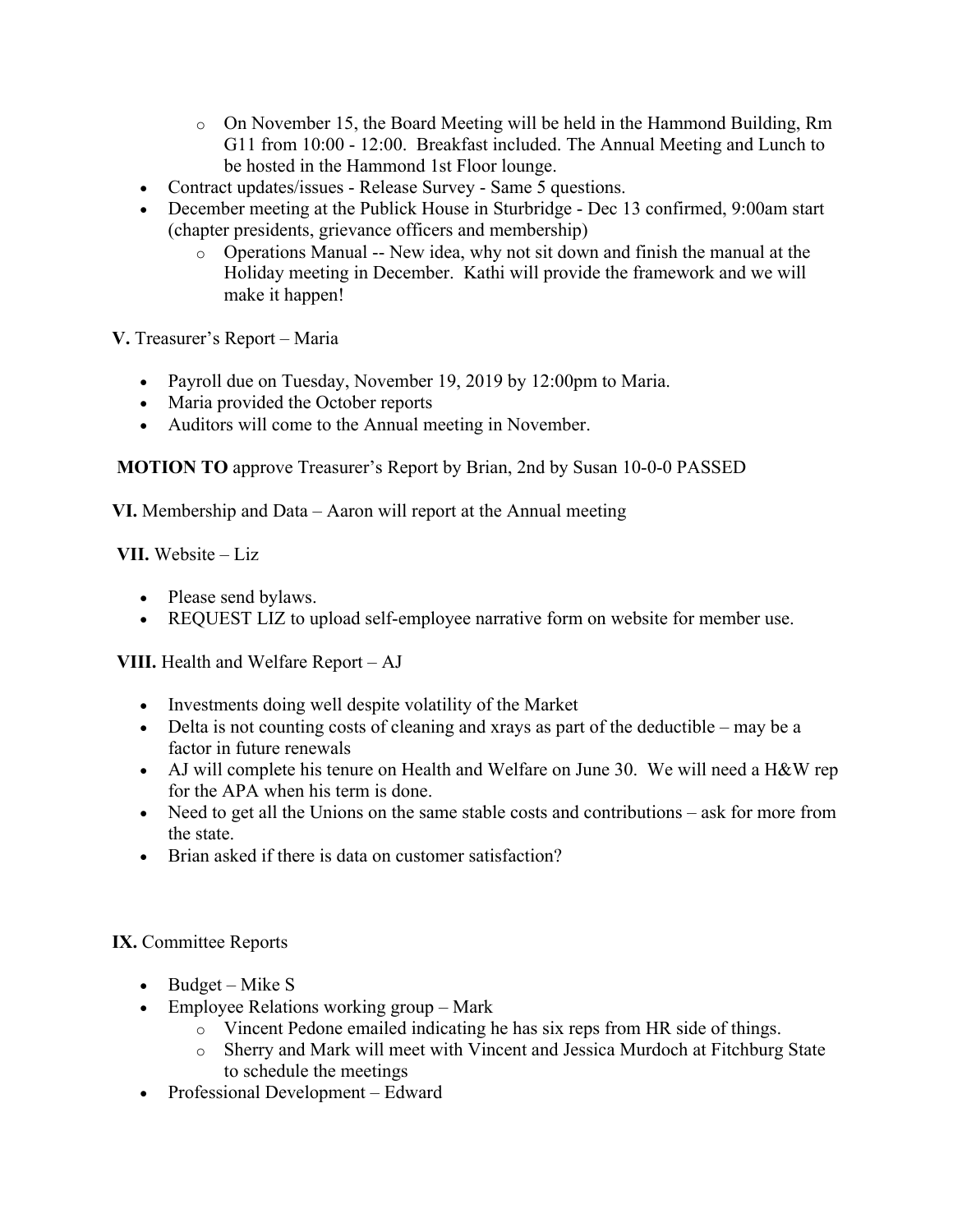- On November 15, the Board Meeting will be held in the Hammond Building, Rm G11 from 10:00 - 12:00. Breakfast included. The Annual Meeting and Lunch to be hosted in the Hammond 1st Floor lounge.
- Contract updates/issues - Release Survey - Same 5 questions.
- December meeting at the Publick House in Sturbridge - Dec 13 confirmed, 9:00am start (chapter presidents, grievance officers and membership)
  - Operations Manual -- New idea, why not sit down and finish the manual at the Holiday meeting in December. Kathi will provide the framework and we will make it happen!

**V.** Treasurer's Report – Maria

- Payroll due on Tuesday, November 19, 2019 by 12:00pm to Maria.
- Maria provided the October reports
- Auditors will come to the Annual meeting in November.

**MOTION TO** approve Treasurer's Report by Brian, 2nd by Susan 10-0-0 PASSED

**VI.** Membership and Data – Aaron will report at the Annual meeting

**VII.** Website – Liz

- Please send bylaws.
- REQUEST LIZ to upload self-employee narrative form on website for member use.

**VIII.** Health and Welfare Report – AJ

- Investments doing well despite volatility of the Market
- Delta is not counting costs of cleaning and xrays as part of the deductible – may be a factor in future renewals
- AJ will complete his tenure on Health and Welfare on June 30. We will need a H&W rep for the APA when his term is done.
- Need to get all the Unions on the same stable costs and contributions – ask for more from the state.
- Brian asked if there is data on customer satisfaction?

**IX.** Committee Reports

- Budget – Mike S
- Employee Relations working group – Mark
  - Vincent Pedone emailed indicating he has six reps from HR side of things.
  - Sherry and Mark will meet with Vincent and Jessica Murdoch at Fitchburg State to schedule the meetings
- Professional Development – Edward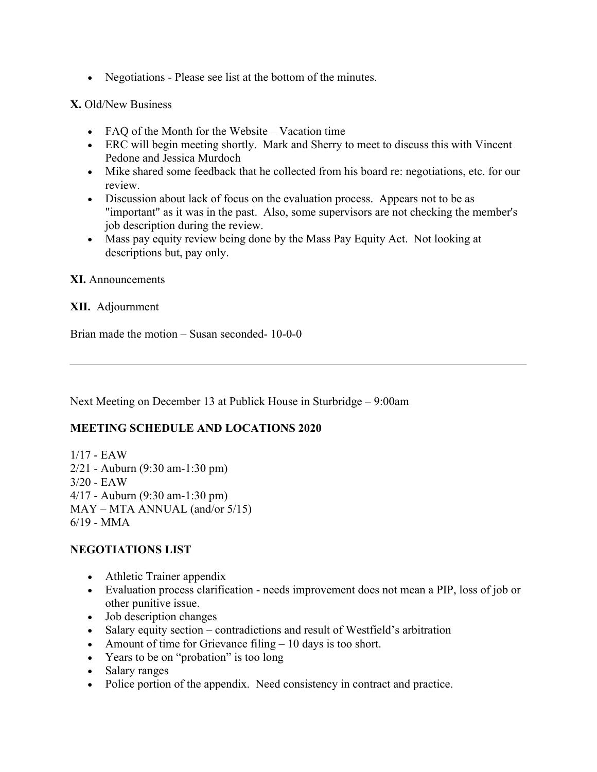- Negotiations - Please see list at the bottom of the minutes.

**X.** Old/New Business

- FAQ of the Month for the Website – Vacation time
- ERC will begin meeting shortly. Mark and Sherry to meet to discuss this with Vincent Pedone and Jessica Murdoch
- Mike shared some feedback that he collected from his board re: negotiations, etc. for our review.
- Discussion about lack of focus on the evaluation process. Appears not to be as "important" as it was in the past. Also, some supervisors are not checking the member's job description during the review.
- Mass pay equity review being done by the Mass Pay Equity Act. Not looking at descriptions but, pay only.

**XI.** Announcements

**XII.** Adjournment

Brian made the motion – Susan seconded- 10-0-0

---

Next Meeting on December 13 at Publick House in Sturbridge – 9:00am

**MEETING SCHEDULE AND LOCATIONS 2020**

1/17 - EAW
2/21 - Auburn (9:30 am-1:30 pm)
3/20 - EAW
4/17 - Auburn (9:30 am-1:30 pm)
MAY – MTA ANNUAL (and/or 5/15)
6/19 - MMA

**NEGOTIATIONS LIST**

- Athletic Trainer appendix
- Evaluation process clarification - needs improvement does not mean a PIP, loss of job or other punitive issue.
- Job description changes
- Salary equity section – contradictions and result of Westfield's arbitration
- Amount of time for Grievance filing – 10 days is too short.
- Years to be on "probation" is too long
- Salary ranges
- Police portion of the appendix. Need consistency in contract and practice.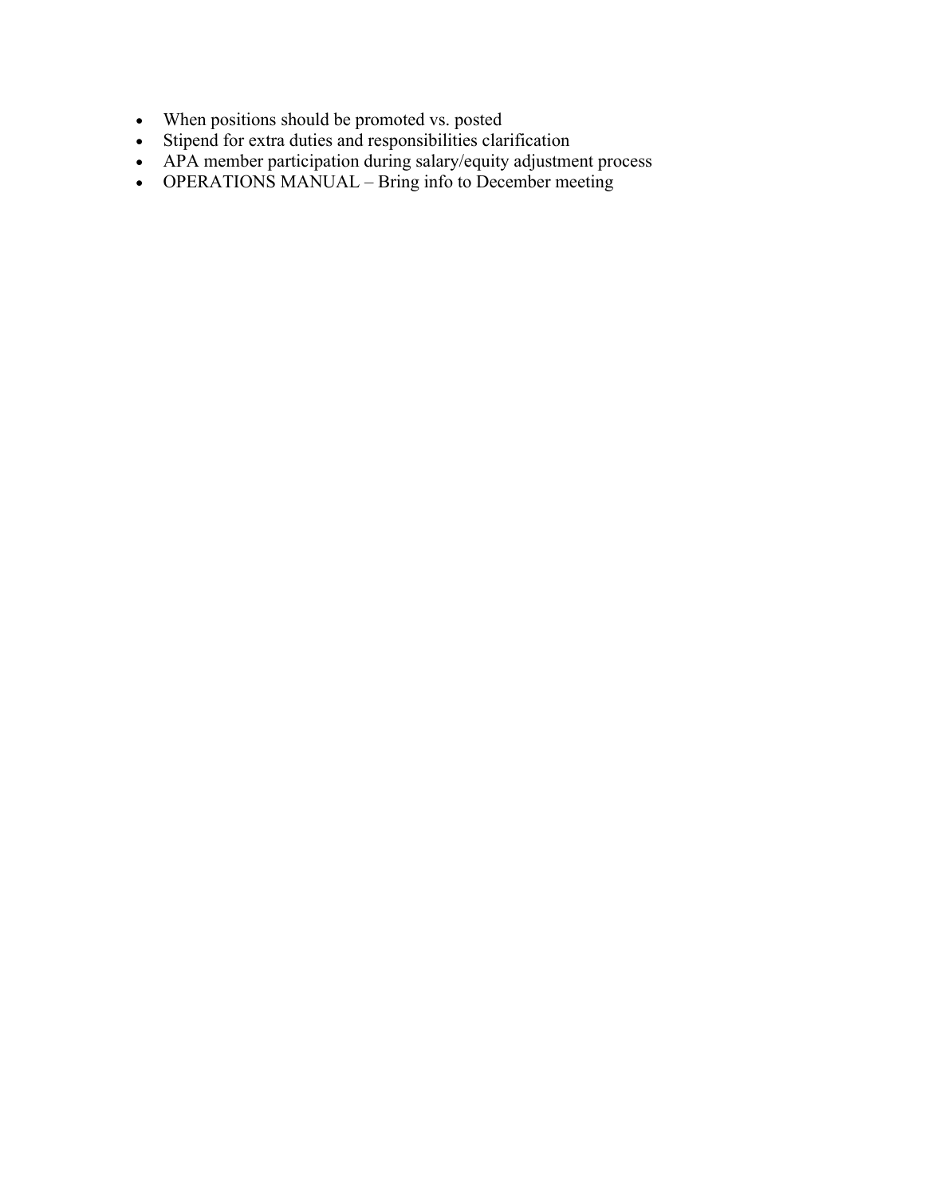- When positions should be promoted vs. posted
- Stipend for extra duties and responsibilities clarification
- APA member participation during salary/equity adjustment process
- OPERATIONS MANUAL – Bring info to December meeting